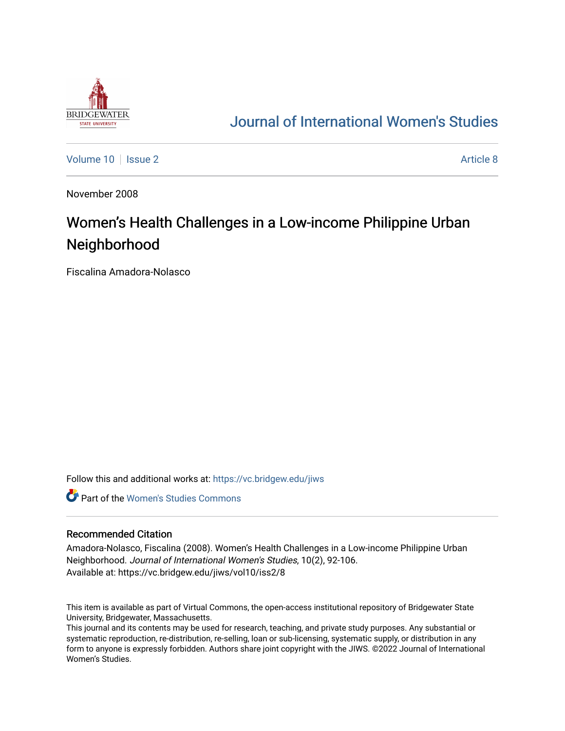# Journal of International Women's Studies

Volume 10 | Issue 2 | Article 8

November 2008

## Women's Health Challenges in a Low-income Philippine Urban Neighborhood

Fiscalina Amadora-Nolasco

Follow this and additional works at: https://vc.bridgew.edu/jiws

Part of the Women's Studies Commons

### Recommended Citation

Amadora-Nolasco, Fiscalina (2008). Women's Health Challenges in a Low-income Philippine Urban Neighborhood. *Journal of International Women's Studies*, 10(2), 92-106.
Available at: https://vc.bridgew.edu/jiws/vol10/iss2/8

This item is available as part of Virtual Commons, the open-access institutional repository of Bridgewater State University, Bridgewater, Massachusetts.
This journal and its contents may be used for research, teaching, and private study purposes. Any substantial or systematic reproduction, re-distribution, re-selling, loan or sub-licensing, systematic supply, or distribution in any form to anyone is expressly forbidden. Authors share joint copyright with the JIWS. ©2022 Journal of International Women's Studies.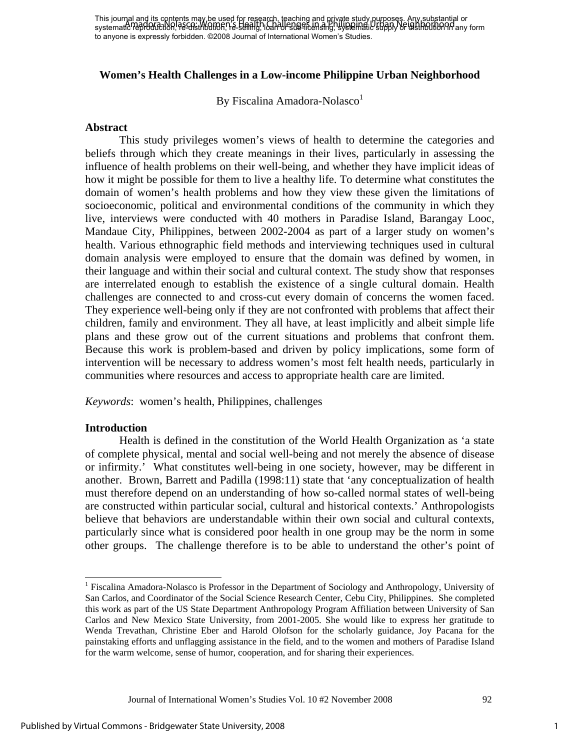# Women's Health Challenges in a Low-income Philippine Urban Neighborhood

By Fiscalina Amadora-Nolasco[1]

## Abstract

This study privileges women's views of health to determine the categories and beliefs through which they create meanings in their lives, particularly in assessing the influence of health problems on their well-being, and whether they have implicit ideas of how it might be possible for them to live a healthy life. To determine what constitutes the domain of women's health problems and how they view these given the limitations of socioeconomic, political and environmental conditions of the community in which they live, interviews were conducted with 40 mothers in Paradise Island, Barangay Looc, Mandaue City, Philippines, between 2002-2004 as part of a larger study on women's health. Various ethnographic field methods and interviewing techniques used in cultural domain analysis were employed to ensure that the domain was defined by women, in their language and within their social and cultural context. The study show that responses are interrelated enough to establish the existence of a single cultural domain. Health challenges are connected to and cross-cut every domain of concerns the women faced. They experience well-being only if they are not confronted with problems that affect their children, family and environment. They all have, at least implicitly and albeit simple life plans and these grow out of the current situations and problems that confront them. Because this work is problem-based and driven by policy implications, some form of intervention will be necessary to address women's most felt health needs, particularly in communities where resources and access to appropriate health care are limited.

*Keywords*: women's health, Philippines, challenges

## Introduction

Health is defined in the constitution of the World Health Organization as 'a state of complete physical, mental and social well-being and not merely the absence of disease or infirmity.' What constitutes well-being in one society, however, may be different in another. Brown, Barrett and Padilla (1998:11) state that 'any conceptualization of health must therefore depend on an understanding of how so-called normal states of well-being are constructed within particular social, cultural and historical contexts.' Anthropologists believe that behaviors are understandable within their own social and cultural contexts, particularly since what is considered poor health in one group may be the norm in some other groups. The challenge therefore is to be able to understand the other's point of

---

[1] Fiscalina Amadora-Nolasco is Professor in the Department of Sociology and Anthropology, University of San Carlos, and Coordinator of the Social Science Research Center, Cebu City, Philippines. She completed this work as part of the US State Department Anthropology Program Affiliation between University of San Carlos and New Mexico State University, from 2001-2005. She would like to express her gratitude to Wenda Trevathan, Christine Eber and Harold Olofson for the scholarly guidance, Joy Pacana for the painstaking efforts and unflagging assistance in the field, and to the women and mothers of Paradise Island for the warm welcome, sense of humor, cooperation, and for sharing their experiences.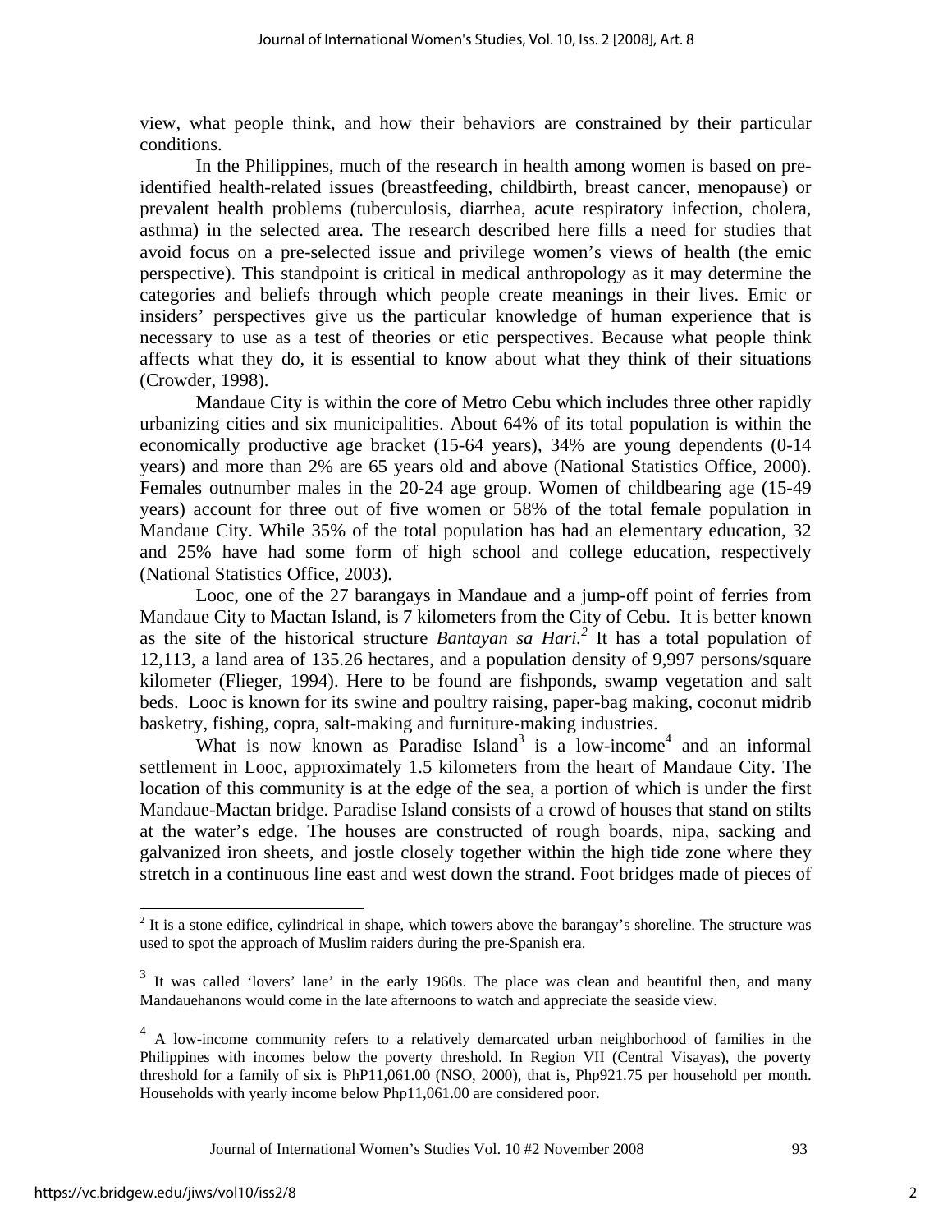view, what people think, and how their behaviors are constrained by their particular conditions.

In the Philippines, much of the research in health among women is based on pre-identified health-related issues (breastfeeding, childbirth, breast cancer, menopause) or prevalent health problems (tuberculosis, diarrhea, acute respiratory infection, cholera, asthma) in the selected area. The research described here fills a need for studies that avoid focus on a pre-selected issue and privilege women's views of health (the emic perspective). This standpoint is critical in medical anthropology as it may determine the categories and beliefs through which people create meanings in their lives. Emic or insiders' perspectives give us the particular knowledge of human experience that is necessary to use as a test of theories or etic perspectives. Because what people think affects what they do, it is essential to know about what they think of their situations (Crowder, 1998).

Mandaue City is within the core of Metro Cebu which includes three other rapidly urbanizing cities and six municipalities. About 64% of its total population is within the economically productive age bracket (15-64 years), 34% are young dependents (0-14 years) and more than 2% are 65 years old and above (National Statistics Office, 2000). Females outnumber males in the 20-24 age group. Women of childbearing age (15-49 years) account for three out of five women or 58% of the total female population in Mandaue City. While 35% of the total population has had an elementary education, 32 and 25% have had some form of high school and college education, respectively (National Statistics Office, 2003).

Looc, one of the 27 barangays in Mandaue and a jump-off point of ferries from Mandaue City to Mactan Island, is 7 kilometers from the City of Cebu. It is better known as the site of the historical structure *Bantayan sa Hari.*[2] It has a total population of 12,113, a land area of 135.26 hectares, and a population density of 9,997 persons/square kilometer (Flieger, 1994). Here to be found are fishponds, swamp vegetation and salt beds. Looc is known for its swine and poultry raising, paper-bag making, coconut midrib basketry, fishing, copra, salt-making and furniture-making industries.

What is now known as Paradise Island[3] is a low-income[4] and an informal settlement in Looc, approximately 1.5 kilometers from the heart of Mandaue City. The location of this community is at the edge of the sea, a portion of which is under the first Mandaue-Mactan bridge. Paradise Island consists of a crowd of houses that stand on stilts at the water's edge. The houses are constructed of rough boards, nipa, sacking and galvanized iron sheets, and jostle closely together within the high tide zone where they stretch in a continuous line east and west down the strand. Foot bridges made of pieces of

---

[2] It is a stone edifice, cylindrical in shape, which towers above the barangay's shoreline. The structure was used to spot the approach of Muslim raiders during the pre-Spanish era.

[3] It was called 'lovers' lane' in the early 1960s. The place was clean and beautiful then, and many Mandauehanons would come in the late afternoons to watch and appreciate the seaside view.

[4] A low-income community refers to a relatively demarcated urban neighborhood of families in the Philippines with incomes below the poverty threshold. In Region VII (Central Visayas), the poverty threshold for a family of six is PhP11,061.00 (NSO, 2000), that is, Php921.75 per household per month. Households with yearly income below Php11,061.00 are considered poor.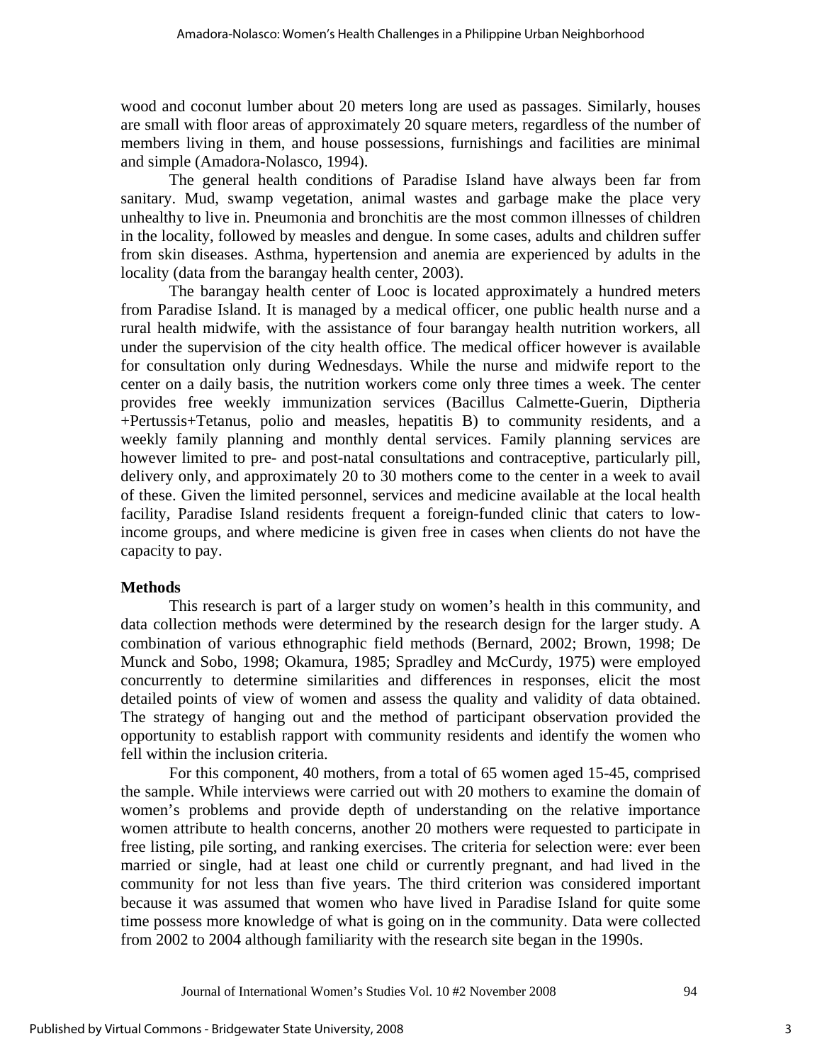wood and coconut lumber about 20 meters long are used as passages. Similarly, houses are small with floor areas of approximately 20 square meters, regardless of the number of members living in them, and house possessions, furnishings and facilities are minimal and simple (Amadora-Nolasco, 1994).

The general health conditions of Paradise Island have always been far from sanitary. Mud, swamp vegetation, animal wastes and garbage make the place very unhealthy to live in. Pneumonia and bronchitis are the most common illnesses of children in the locality, followed by measles and dengue. In some cases, adults and children suffer from skin diseases. Asthma, hypertension and anemia are experienced by adults in the locality (data from the barangay health center, 2003).

The barangay health center of Looc is located approximately a hundred meters from Paradise Island. It is managed by a medical officer, one public health nurse and a rural health midwife, with the assistance of four barangay health nutrition workers, all under the supervision of the city health office. The medical officer however is available for consultation only during Wednesdays. While the nurse and midwife report to the center on a daily basis, the nutrition workers come only three times a week. The center provides free weekly immunization services (Bacillus Calmette-Guerin, Diptheria +Pertussis+Tetanus, polio and measles, hepatitis B) to community residents, and a weekly family planning and monthly dental services. Family planning services are however limited to pre- and post-natal consultations and contraceptive, particularly pill, delivery only, and approximately 20 to 30 mothers come to the center in a week to avail of these. Given the limited personnel, services and medicine available at the local health facility, Paradise Island residents frequent a foreign-funded clinic that caters to low-income groups, and where medicine is given free in cases when clients do not have the capacity to pay.

**Methods**

This research is part of a larger study on women's health in this community, and data collection methods were determined by the research design for the larger study. A combination of various ethnographic field methods (Bernard, 2002; Brown, 1998; De Munck and Sobo, 1998; Okamura, 1985; Spradley and McCurdy, 1975) were employed concurrently to determine similarities and differences in responses, elicit the most detailed points of view of women and assess the quality and validity of data obtained. The strategy of hanging out and the method of participant observation provided the opportunity to establish rapport with community residents and identify the women who fell within the inclusion criteria.

For this component, 40 mothers, from a total of 65 women aged 15-45, comprised the sample. While interviews were carried out with 20 mothers to examine the domain of women's problems and provide depth of understanding on the relative importance women attribute to health concerns, another 20 mothers were requested to participate in free listing, pile sorting, and ranking exercises. The criteria for selection were: ever been married or single, had at least one child or currently pregnant, and had lived in the community for not less than five years. The third criterion was considered important because it was assumed that women who have lived in Paradise Island for quite some time possess more knowledge of what is going on in the community. Data were collected from 2002 to 2004 although familiarity with the research site began in the 1990s.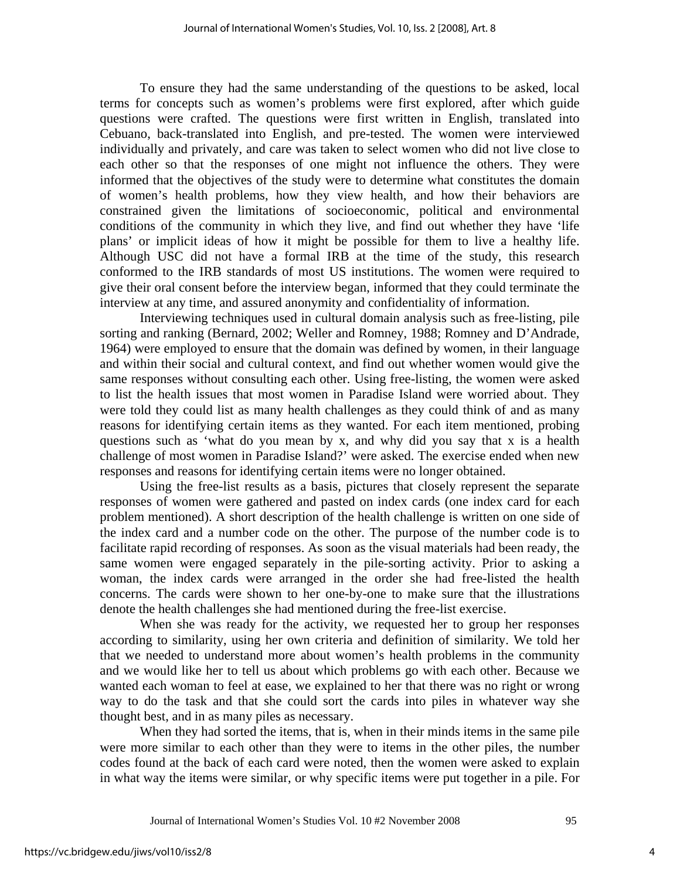To ensure they had the same understanding of the questions to be asked, local terms for concepts such as women's problems were first explored, after which guide questions were crafted. The questions were first written in English, translated into Cebuano, back-translated into English, and pre-tested. The women were interviewed individually and privately, and care was taken to select women who did not live close to each other so that the responses of one might not influence the others. They were informed that the objectives of the study were to determine what constitutes the domain of women's health problems, how they view health, and how their behaviors are constrained given the limitations of socioeconomic, political and environmental conditions of the community in which they live, and find out whether they have 'life plans' or implicit ideas of how it might be possible for them to live a healthy life. Although USC did not have a formal IRB at the time of the study, this research conformed to the IRB standards of most US institutions. The women were required to give their oral consent before the interview began, informed that they could terminate the interview at any time, and assured anonymity and confidentiality of information.

Interviewing techniques used in cultural domain analysis such as free-listing, pile sorting and ranking (Bernard, 2002; Weller and Romney, 1988; Romney and D'Andrade, 1964) were employed to ensure that the domain was defined by women, in their language and within their social and cultural context, and find out whether women would give the same responses without consulting each other. Using free-listing, the women were asked to list the health issues that most women in Paradise Island were worried about. They were told they could list as many health challenges as they could think of and as many reasons for identifying certain items as they wanted. For each item mentioned, probing questions such as 'what do you mean by x, and why did you say that x is a health challenge of most women in Paradise Island?' were asked. The exercise ended when new responses and reasons for identifying certain items were no longer obtained.

Using the free-list results as a basis, pictures that closely represent the separate responses of women were gathered and pasted on index cards (one index card for each problem mentioned). A short description of the health challenge is written on one side of the index card and a number code on the other. The purpose of the number code is to facilitate rapid recording of responses. As soon as the visual materials had been ready, the same women were engaged separately in the pile-sorting activity. Prior to asking a woman, the index cards were arranged in the order she had free-listed the health concerns. The cards were shown to her one-by-one to make sure that the illustrations denote the health challenges she had mentioned during the free-list exercise.

When she was ready for the activity, we requested her to group her responses according to similarity, using her own criteria and definition of similarity. We told her that we needed to understand more about women's health problems in the community and we would like her to tell us about which problems go with each other. Because we wanted each woman to feel at ease, we explained to her that there was no right or wrong way to do the task and that she could sort the cards into piles in whatever way she thought best, and in as many piles as necessary.

When they had sorted the items, that is, when in their minds items in the same pile were more similar to each other than they were to items in the other piles, the number codes found at the back of each card were noted, then the women were asked to explain in what way the items were similar, or why specific items were put together in a pile. For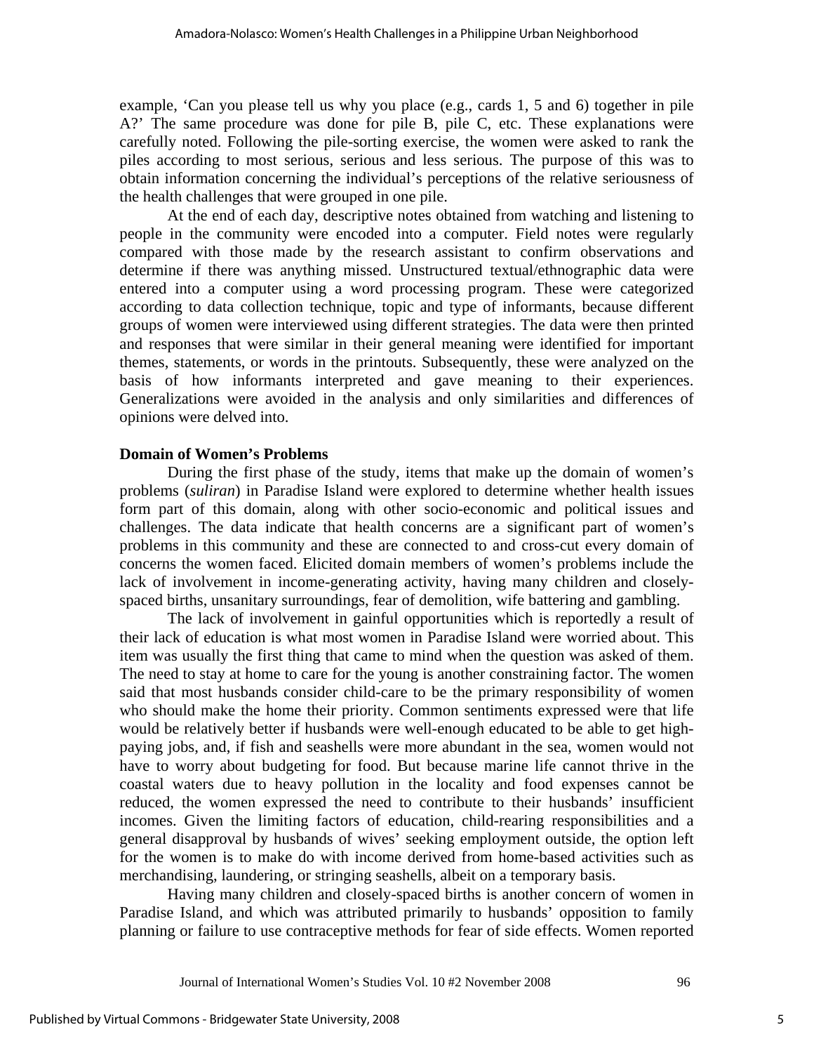example, 'Can you please tell us why you place (e.g., cards 1, 5 and 6) together in pile A?' The same procedure was done for pile B, pile C, etc. These explanations were carefully noted. Following the pile-sorting exercise, the women were asked to rank the piles according to most serious, serious and less serious. The purpose of this was to obtain information concerning the individual's perceptions of the relative seriousness of the health challenges that were grouped in one pile.

At the end of each day, descriptive notes obtained from watching and listening to people in the community were encoded into a computer. Field notes were regularly compared with those made by the research assistant to confirm observations and determine if there was anything missed. Unstructured textual/ethnographic data were entered into a computer using a word processing program. These were categorized according to data collection technique, topic and type of informants, because different groups of women were interviewed using different strategies. The data were then printed and responses that were similar in their general meaning were identified for important themes, statements, or words in the printouts. Subsequently, these were analyzed on the basis of how informants interpreted and gave meaning to their experiences. Generalizations were avoided in the analysis and only similarities and differences of opinions were delved into.

**Domain of Women's Problems**

During the first phase of the study, items that make up the domain of women's problems (*suliran*) in Paradise Island were explored to determine whether health issues form part of this domain, along with other socio-economic and political issues and challenges. The data indicate that health concerns are a significant part of women's problems in this community and these are connected to and cross-cut every domain of concerns the women faced. Elicited domain members of women's problems include the lack of involvement in income-generating activity, having many children and closely-spaced births, unsanitary surroundings, fear of demolition, wife battering and gambling.

The lack of involvement in gainful opportunities which is reportedly a result of their lack of education is what most women in Paradise Island were worried about. This item was usually the first thing that came to mind when the question was asked of them. The need to stay at home to care for the young is another constraining factor. The women said that most husbands consider child-care to be the primary responsibility of women who should make the home their priority. Common sentiments expressed were that life would be relatively better if husbands were well-enough educated to be able to get high-paying jobs, and, if fish and seashells were more abundant in the sea, women would not have to worry about budgeting for food. But because marine life cannot thrive in the coastal waters due to heavy pollution in the locality and food expenses cannot be reduced, the women expressed the need to contribute to their husbands' insufficient incomes. Given the limiting factors of education, child-rearing responsibilities and a general disapproval by husbands of wives' seeking employment outside, the option left for the women is to make do with income derived from home-based activities such as merchandising, laundering, or stringing seashells, albeit on a temporary basis.

Having many children and closely-spaced births is another concern of women in Paradise Island, and which was attributed primarily to husbands' opposition to family planning or failure to use contraceptive methods for fear of side effects. Women reported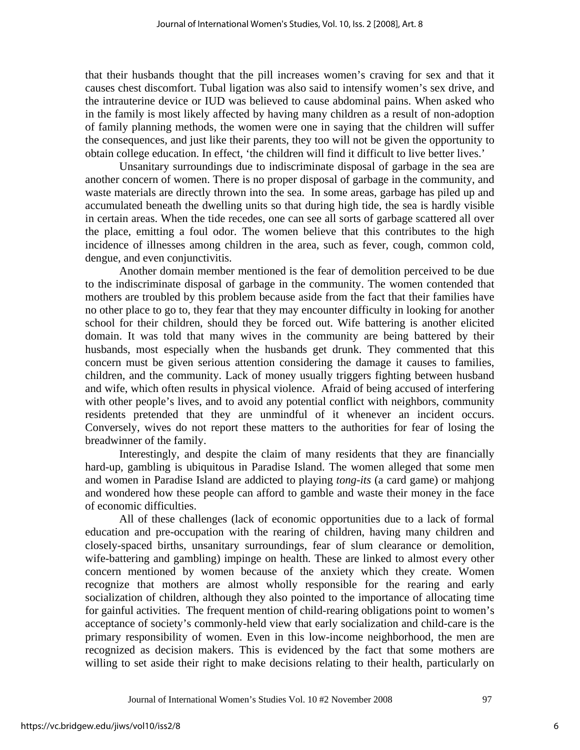that their husbands thought that the pill increases women's craving for sex and that it causes chest discomfort. Tubal ligation was also said to intensify women's sex drive, and the intrauterine device or IUD was believed to cause abdominal pains. When asked who in the family is most likely affected by having many children as a result of non-adoption of family planning methods, the women were one in saying that the children will suffer the consequences, and just like their parents, they too will not be given the opportunity to obtain college education. In effect, 'the children will find it difficult to live better lives.'

Unsanitary surroundings due to indiscriminate disposal of garbage in the sea are another concern of women. There is no proper disposal of garbage in the community, and waste materials are directly thrown into the sea. In some areas, garbage has piled up and accumulated beneath the dwelling units so that during high tide, the sea is hardly visible in certain areas. When the tide recedes, one can see all sorts of garbage scattered all over the place, emitting a foul odor. The women believe that this contributes to the high incidence of illnesses among children in the area, such as fever, cough, common cold, dengue, and even conjunctivitis.

Another domain member mentioned is the fear of demolition perceived to be due to the indiscriminate disposal of garbage in the community. The women contended that mothers are troubled by this problem because aside from the fact that their families have no other place to go to, they fear that they may encounter difficulty in looking for another school for their children, should they be forced out. Wife battering is another elicited domain. It was told that many wives in the community are being battered by their husbands, most especially when the husbands get drunk. They commented that this concern must be given serious attention considering the damage it causes to families, children, and the community. Lack of money usually triggers fighting between husband and wife, which often results in physical violence. Afraid of being accused of interfering with other people's lives, and to avoid any potential conflict with neighbors, community residents pretended that they are unmindful of it whenever an incident occurs. Conversely, wives do not report these matters to the authorities for fear of losing the breadwinner of the family.

Interestingly, and despite the claim of many residents that they are financially hard-up, gambling is ubiquitous in Paradise Island. The women alleged that some men and women in Paradise Island are addicted to playing *tong-its* (a card game) or mahjong and wondered how these people can afford to gamble and waste their money in the face of economic difficulties.

All of these challenges (lack of economic opportunities due to a lack of formal education and pre-occupation with the rearing of children, having many children and closely-spaced births, unsanitary surroundings, fear of slum clearance or demolition, wife-battering and gambling) impinge on health. These are linked to almost every other concern mentioned by women because of the anxiety which they create. Women recognize that mothers are almost wholly responsible for the rearing and early socialization of children, although they also pointed to the importance of allocating time for gainful activities. The frequent mention of child-rearing obligations point to women's acceptance of society's commonly-held view that early socialization and child-care is the primary responsibility of women. Even in this low-income neighborhood, the men are recognized as decision makers. This is evidenced by the fact that some mothers are willing to set aside their right to make decisions relating to their health, particularly on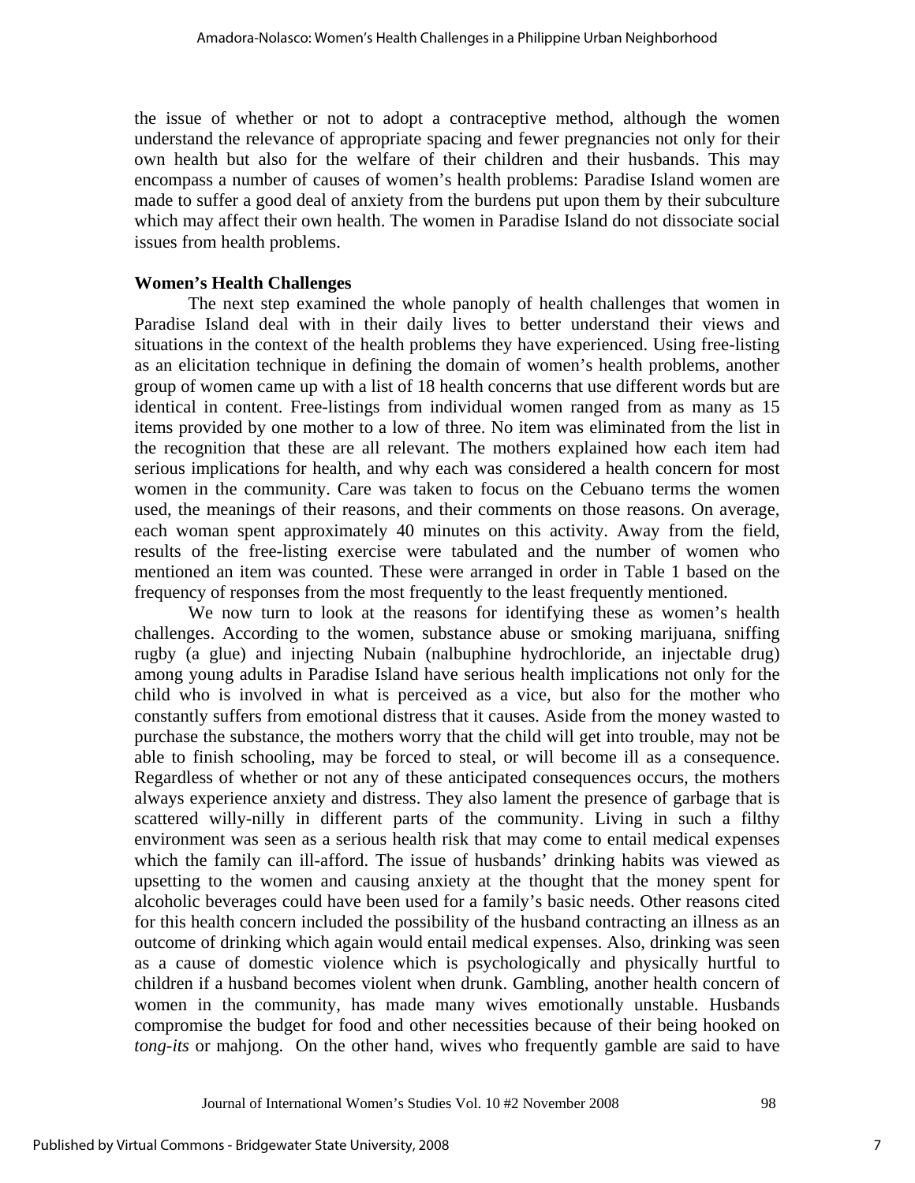the issue of whether or not to adopt a contraceptive method, although the women understand the relevance of appropriate spacing and fewer pregnancies not only for their own health but also for the welfare of their children and their husbands. This may encompass a number of causes of women's health problems: Paradise Island women are made to suffer a good deal of anxiety from the burdens put upon them by their subculture which may affect their own health. The women in Paradise Island do not dissociate social issues from health problems.

### Women's Health Challenges

The next step examined the whole panoply of health challenges that women in Paradise Island deal with in their daily lives to better understand their views and situations in the context of the health problems they have experienced. Using free-listing as an elicitation technique in defining the domain of women's health problems, another group of women came up with a list of 18 health concerns that use different words but are identical in content. Free-listings from individual women ranged from as many as 15 items provided by one mother to a low of three. No item was eliminated from the list in the recognition that these are all relevant. The mothers explained how each item had serious implications for health, and why each was considered a health concern for most women in the community. Care was taken to focus on the Cebuano terms the women used, the meanings of their reasons, and their comments on those reasons. On average, each woman spent approximately 40 minutes on this activity. Away from the field, results of the free-listing exercise were tabulated and the number of women who mentioned an item was counted. These were arranged in order in Table 1 based on the frequency of responses from the most frequently to the least frequently mentioned.

We now turn to look at the reasons for identifying these as women's health challenges. According to the women, substance abuse or smoking marijuana, sniffing rugby (a glue) and injecting Nubain (nalbuphine hydrochloride, an injectable drug) among young adults in Paradise Island have serious health implications not only for the child who is involved in what is perceived as a vice, but also for the mother who constantly suffers from emotional distress that it causes. Aside from the money wasted to purchase the substance, the mothers worry that the child will get into trouble, may not be able to finish schooling, may be forced to steal, or will become ill as a consequence. Regardless of whether or not any of these anticipated consequences occurs, the mothers always experience anxiety and distress. They also lament the presence of garbage that is scattered willy-nilly in different parts of the community. Living in such a filthy environment was seen as a serious health risk that may come to entail medical expenses which the family can ill-afford. The issue of husbands' drinking habits was viewed as upsetting to the women and causing anxiety at the thought that the money spent for alcoholic beverages could have been used for a family's basic needs. Other reasons cited for this health concern included the possibility of the husband contracting an illness as an outcome of drinking which again would entail medical expenses. Also, drinking was seen as a cause of domestic violence which is psychologically and physically hurtful to children if a husband becomes violent when drunk. Gambling, another health concern of women in the community, has made many wives emotionally unstable. Husbands compromise the budget for food and other necessities because of their being hooked on *tong-its* or mahjong. On the other hand, wives who frequently gamble are said to have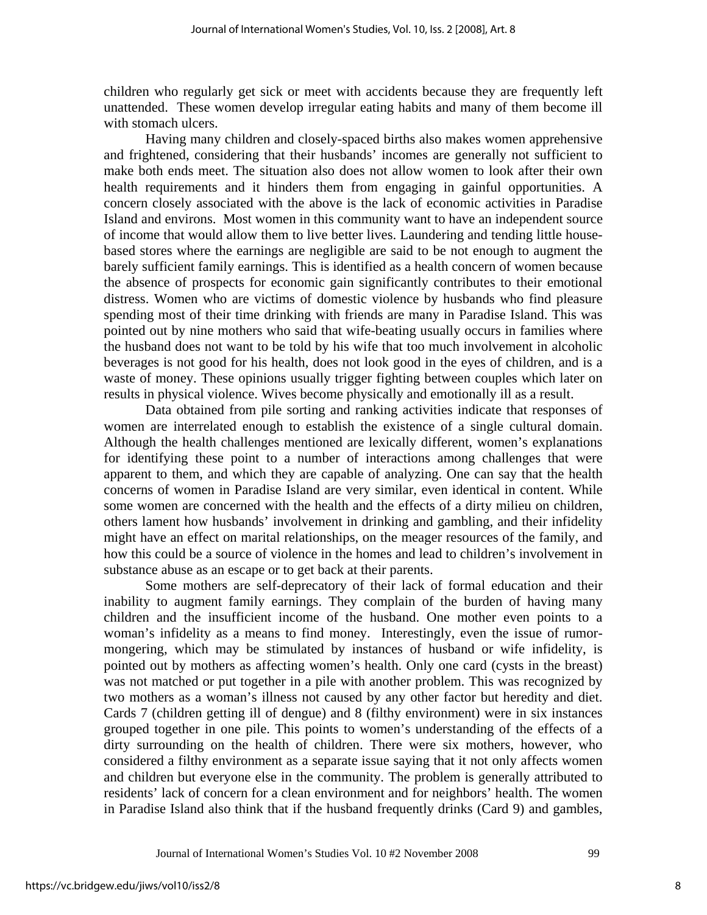children who regularly get sick or meet with accidents because they are frequently left unattended. These women develop irregular eating habits and many of them become ill with stomach ulcers.

Having many children and closely-spaced births also makes women apprehensive and frightened, considering that their husbands' incomes are generally not sufficient to make both ends meet. The situation also does not allow women to look after their own health requirements and it hinders them from engaging in gainful opportunities. A concern closely associated with the above is the lack of economic activities in Paradise Island and environs. Most women in this community want to have an independent source of income that would allow them to live better lives. Laundering and tending little house-based stores where the earnings are negligible are said to be not enough to augment the barely sufficient family earnings. This is identified as a health concern of women because the absence of prospects for economic gain significantly contributes to their emotional distress. Women who are victims of domestic violence by husbands who find pleasure spending most of their time drinking with friends are many in Paradise Island. This was pointed out by nine mothers who said that wife-beating usually occurs in families where the husband does not want to be told by his wife that too much involvement in alcoholic beverages is not good for his health, does not look good in the eyes of children, and is a waste of money. These opinions usually trigger fighting between couples which later on results in physical violence. Wives become physically and emotionally ill as a result.

Data obtained from pile sorting and ranking activities indicate that responses of women are interrelated enough to establish the existence of a single cultural domain. Although the health challenges mentioned are lexically different, women's explanations for identifying these point to a number of interactions among challenges that were apparent to them, and which they are capable of analyzing. One can say that the health concerns of women in Paradise Island are very similar, even identical in content. While some women are concerned with the health and the effects of a dirty milieu on children, others lament how husbands' involvement in drinking and gambling, and their infidelity might have an effect on marital relationships, on the meager resources of the family, and how this could be a source of violence in the homes and lead to children's involvement in substance abuse as an escape or to get back at their parents.

Some mothers are self-deprecatory of their lack of formal education and their inability to augment family earnings. They complain of the burden of having many children and the insufficient income of the husband. One mother even points to a woman's infidelity as a means to find money. Interestingly, even the issue of rumor-mongering, which may be stimulated by instances of husband or wife infidelity, is pointed out by mothers as affecting women's health. Only one card (cysts in the breast) was not matched or put together in a pile with another problem. This was recognized by two mothers as a woman's illness not caused by any other factor but heredity and diet. Cards 7 (children getting ill of dengue) and 8 (filthy environment) were in six instances grouped together in one pile. This points to women's understanding of the effects of a dirty surrounding on the health of children. There were six mothers, however, who considered a filthy environment as a separate issue saying that it not only affects women and children but everyone else in the community. The problem is generally attributed to residents' lack of concern for a clean environment and for neighbors' health. The women in Paradise Island also think that if the husband frequently drinks (Card 9) and gambles,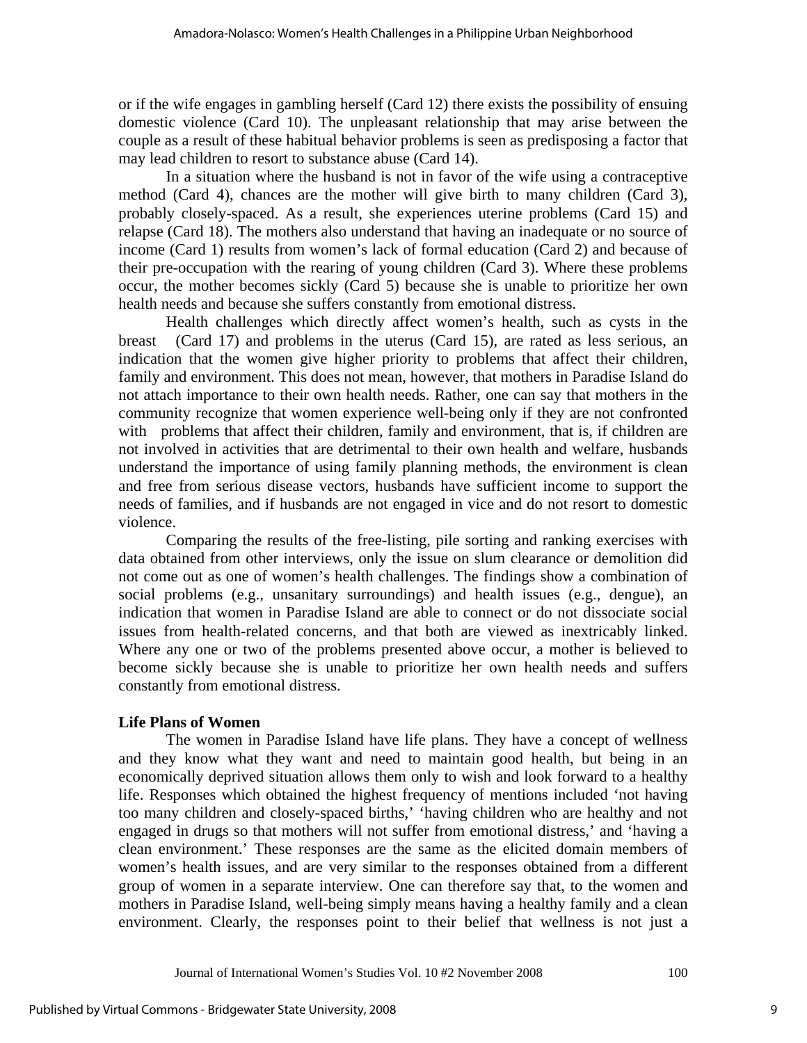or if the wife engages in gambling herself (Card 12) there exists the possibility of ensuing domestic violence (Card 10). The unpleasant relationship that may arise between the couple as a result of these habitual behavior problems is seen as predisposing a factor that may lead children to resort to substance abuse (Card 14).

In a situation where the husband is not in favor of the wife using a contraceptive method (Card 4), chances are the mother will give birth to many children (Card 3), probably closely-spaced. As a result, she experiences uterine problems (Card 15) and relapse (Card 18). The mothers also understand that having an inadequate or no source of income (Card 1) results from women's lack of formal education (Card 2) and because of their pre-occupation with the rearing of young children (Card 3). Where these problems occur, the mother becomes sickly (Card 5) because she is unable to prioritize her own health needs and because she suffers constantly from emotional distress.

Health challenges which directly affect women's health, such as cysts in the breast (Card 17) and problems in the uterus (Card 15), are rated as less serious, an indication that the women give higher priority to problems that affect their children, family and environment. This does not mean, however, that mothers in Paradise Island do not attach importance to their own health needs. Rather, one can say that mothers in the community recognize that women experience well-being only if they are not confronted with problems that affect their children, family and environment, that is, if children are not involved in activities that are detrimental to their own health and welfare, husbands understand the importance of using family planning methods, the environment is clean and free from serious disease vectors, husbands have sufficient income to support the needs of families, and if husbands are not engaged in vice and do not resort to domestic violence.

Comparing the results of the free-listing, pile sorting and ranking exercises with data obtained from other interviews, only the issue on slum clearance or demolition did not come out as one of women's health challenges. The findings show a combination of social problems (e.g., unsanitary surroundings) and health issues (e.g., dengue), an indication that women in Paradise Island are able to connect or do not dissociate social issues from health-related concerns, and that both are viewed as inextricably linked. Where any one or two of the problems presented above occur, a mother is believed to become sickly because she is unable to prioritize her own health needs and suffers constantly from emotional distress.

**Life Plans of Women**

The women in Paradise Island have life plans. They have a concept of wellness and they know what they want and need to maintain good health, but being in an economically deprived situation allows them only to wish and look forward to a healthy life. Responses which obtained the highest frequency of mentions included 'not having too many children and closely-spaced births,' 'having children who are healthy and not engaged in drugs so that mothers will not suffer from emotional distress,' and 'having a clean environment.' These responses are the same as the elicited domain members of women's health issues, and are very similar to the responses obtained from a different group of women in a separate interview. One can therefore say that, to the women and mothers in Paradise Island, well-being simply means having a healthy family and a clean environment. Clearly, the responses point to their belief that wellness is not just a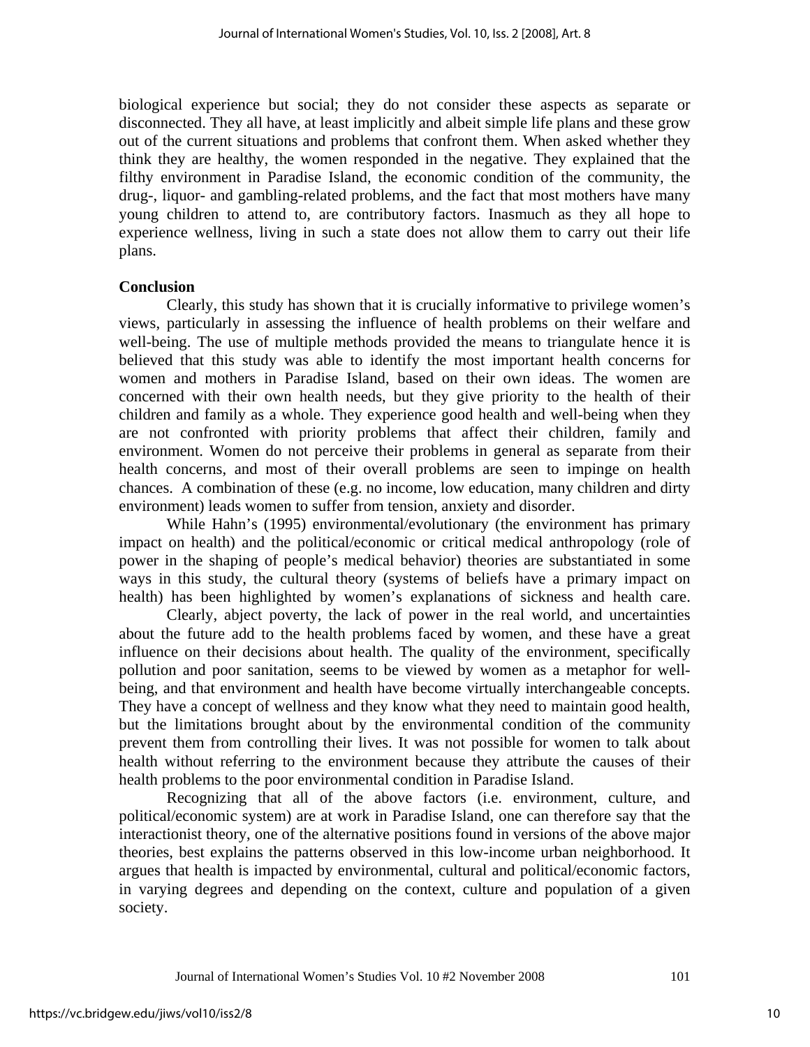biological experience but social; they do not consider these aspects as separate or disconnected. They all have, at least implicitly and albeit simple life plans and these grow out of the current situations and problems that confront them. When asked whether they think they are healthy, the women responded in the negative. They explained that the filthy environment in Paradise Island, the economic condition of the community, the drug-, liquor- and gambling-related problems, and the fact that most mothers have many young children to attend to, are contributory factors. Inasmuch as they all hope to experience wellness, living in such a state does not allow them to carry out their life plans.

**Conclusion**

Clearly, this study has shown that it is crucially informative to privilege women's views, particularly in assessing the influence of health problems on their welfare and well-being. The use of multiple methods provided the means to triangulate hence it is believed that this study was able to identify the most important health concerns for women and mothers in Paradise Island, based on their own ideas. The women are concerned with their own health needs, but they give priority to the health of their children and family as a whole. They experience good health and well-being when they are not confronted with priority problems that affect their children, family and environment. Women do not perceive their problems in general as separate from their health concerns, and most of their overall problems are seen to impinge on health chances. A combination of these (e.g. no income, low education, many children and dirty environment) leads women to suffer from tension, anxiety and disorder.

While Hahn's (1995) environmental/evolutionary (the environment has primary impact on health) and the political/economic or critical medical anthropology (role of power in the shaping of people's medical behavior) theories are substantiated in some ways in this study, the cultural theory (systems of beliefs have a primary impact on health) has been highlighted by women's explanations of sickness and health care.

Clearly, abject poverty, the lack of power in the real world, and uncertainties about the future add to the health problems faced by women, and these have a great influence on their decisions about health. The quality of the environment, specifically pollution and poor sanitation, seems to be viewed by women as a metaphor for well-being, and that environment and health have become virtually interchangeable concepts. They have a concept of wellness and they know what they need to maintain good health, but the limitations brought about by the environmental condition of the community prevent them from controlling their lives. It was not possible for women to talk about health without referring to the environment because they attribute the causes of their health problems to the poor environmental condition in Paradise Island.

Recognizing that all of the above factors (i.e. environment, culture, and political/economic system) are at work in Paradise Island, one can therefore say that the interactionist theory, one of the alternative positions found in versions of the above major theories, best explains the patterns observed in this low-income urban neighborhood. It argues that health is impacted by environmental, cultural and political/economic factors, in varying degrees and depending on the context, culture and population of a given society.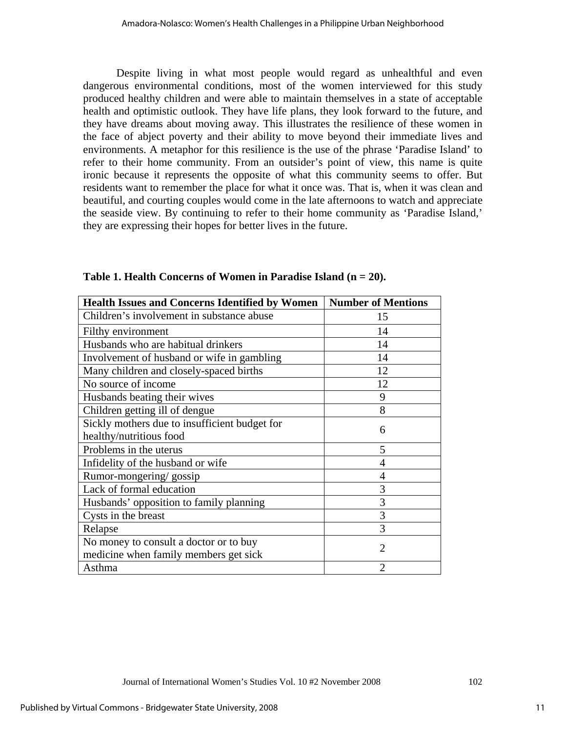Despite living in what most people would regard as unhealthful and even dangerous environmental conditions, most of the women interviewed for this study produced healthy children and were able to maintain themselves in a state of acceptable health and optimistic outlook. They have life plans, they look forward to the future, and they have dreams about moving away. This illustrates the resilience of these women in the face of abject poverty and their ability to move beyond their immediate lives and environments. A metaphor for this resilience is the use of the phrase 'Paradise Island' to refer to their home community. From an outsider's point of view, this name is quite ironic because it represents the opposite of what this community seems to offer. But residents want to remember the place for what it once was. That is, when it was clean and beautiful, and courting couples would come in the late afternoons to watch and appreciate the seaside view. By continuing to refer to their home community as 'Paradise Island,' they are expressing their hopes for better lives in the future.

**Table 1. Health Concerns of Women in Paradise Island (n = 20).**

| Health Issues and Concerns Identified by Women | Number of Mentions |
|---|---|
| Children's involvement in substance abuse | 15 |
| Filthy environment | 14 |
| Husbands who are habitual drinkers | 14 |
| Involvement of husband or wife in gambling | 14 |
| Many children and closely-spaced births | 12 |
| No source of income | 12 |
| Husbands beating their wives | 9 |
| Children getting ill of dengue | 8 |
| Sickly mothers due to insufficient budget for healthy/nutritious food | 6 |
| Problems in the uterus | 5 |
| Infidelity of the husband or wife | 4 |
| Rumor-mongering/ gossip | 4 |
| Lack of formal education | 3 |
| Husbands' opposition to family planning | 3 |
| Cysts in the breast | 3 |
| Relapse | 3 |
| No money to consult a doctor or to buy medicine when family members get sick | 2 |
| Asthma | 2 |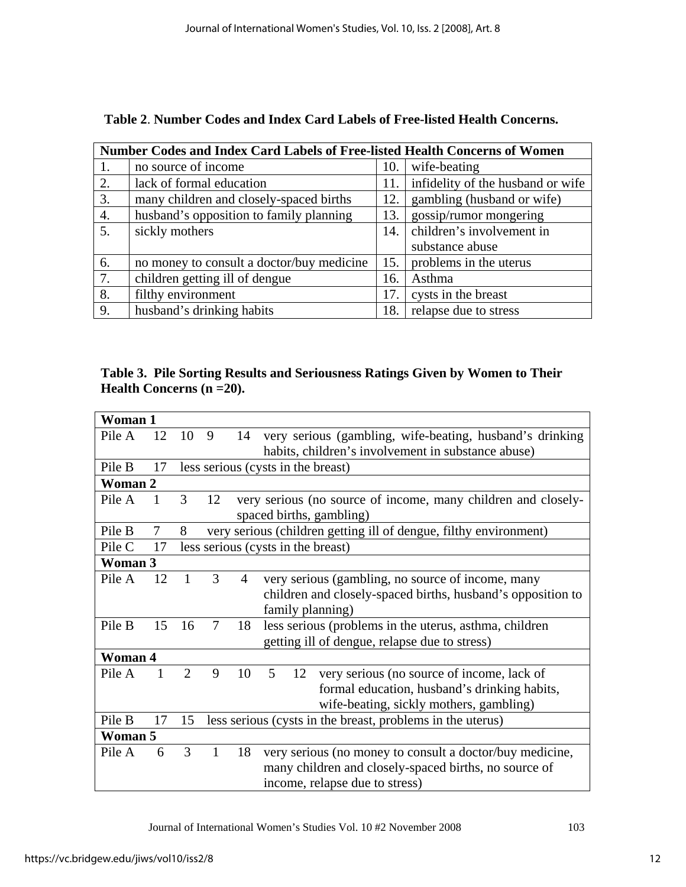**Table 2**. **Number Codes and Index Card Labels of Free-listed Health Concerns.**

| Number Codes and Index Card Labels of Free-listed Health Concerns of Women | | | |
|---|---|---|---|
| 1. | no source of income | 10. | wife-beating |
| 2. | lack of formal education | 11. | infidelity of the husband or wife |
| 3. | many children and closely-spaced births | 12. | gambling (husband or wife) |
| 4. | husband's opposition to family planning | 13. | gossip/rumor mongering |
| 5. | sickly mothers | 14. | children's involvement in substance abuse |
| 6. | no money to consult a doctor/buy medicine | 15. | problems in the uterus |
| 7. | children getting ill of dengue | 16. | Asthma |
| 8. | filthy environment | 17. | cysts in the breast |
| 9. | husband's drinking habits | 18. | relapse due to stress |

**Table 3. Pile Sorting Results and Seriousness Ratings Given by Women to Their Health Concerns (n =20).**

| | | | | | | | |
|---|---|---|---|---|---|---|---|
| **Woman 1** | | | | | | | |
| Pile A | 12 | 10 | 9 | 14 | | | very serious (gambling, wife-beating, husband's drinking habits, children's involvement in substance abuse) |
| Pile B | 17 | | | | | | less serious (cysts in the breast) |
| **Woman 2** | | | | | | | |
| Pile A | 1 | 3 | 12 | | | | very serious (no source of income, many children and closely-spaced births, gambling) |
| Pile B | 7 | 8 | | | | | very serious (children getting ill of dengue, filthy environment) |
| Pile C | 17 | | | | | | less serious (cysts in the breast) |
| **Woman 3** | | | | | | | |
| Pile A | 12 | 1 | 3 | 4 | | | very serious (gambling, no source of income, many children and closely-spaced births, husband's opposition to family planning) |
| Pile B | 15 | 16 | 7 | 18 | | | less serious (problems in the uterus, asthma, children getting ill of dengue, relapse due to stress) |
| **Woman 4** | | | | | | | |
| Pile A | 1 | 2 | 9 | 10 | 5 | 12 | very serious (no source of income, lack of formal education, husband's drinking habits, wife-beating, sickly mothers, gambling) |
| Pile B | 17 | 15 | | | | | less serious (cysts in the breast, problems in the uterus) |
| **Woman 5** | | | | | | | |
| Pile A | 6 | 3 | 1 | 18 | | | very serious (no money to consult a doctor/buy medicine, many children and closely-spaced births, no source of income, relapse due to stress) |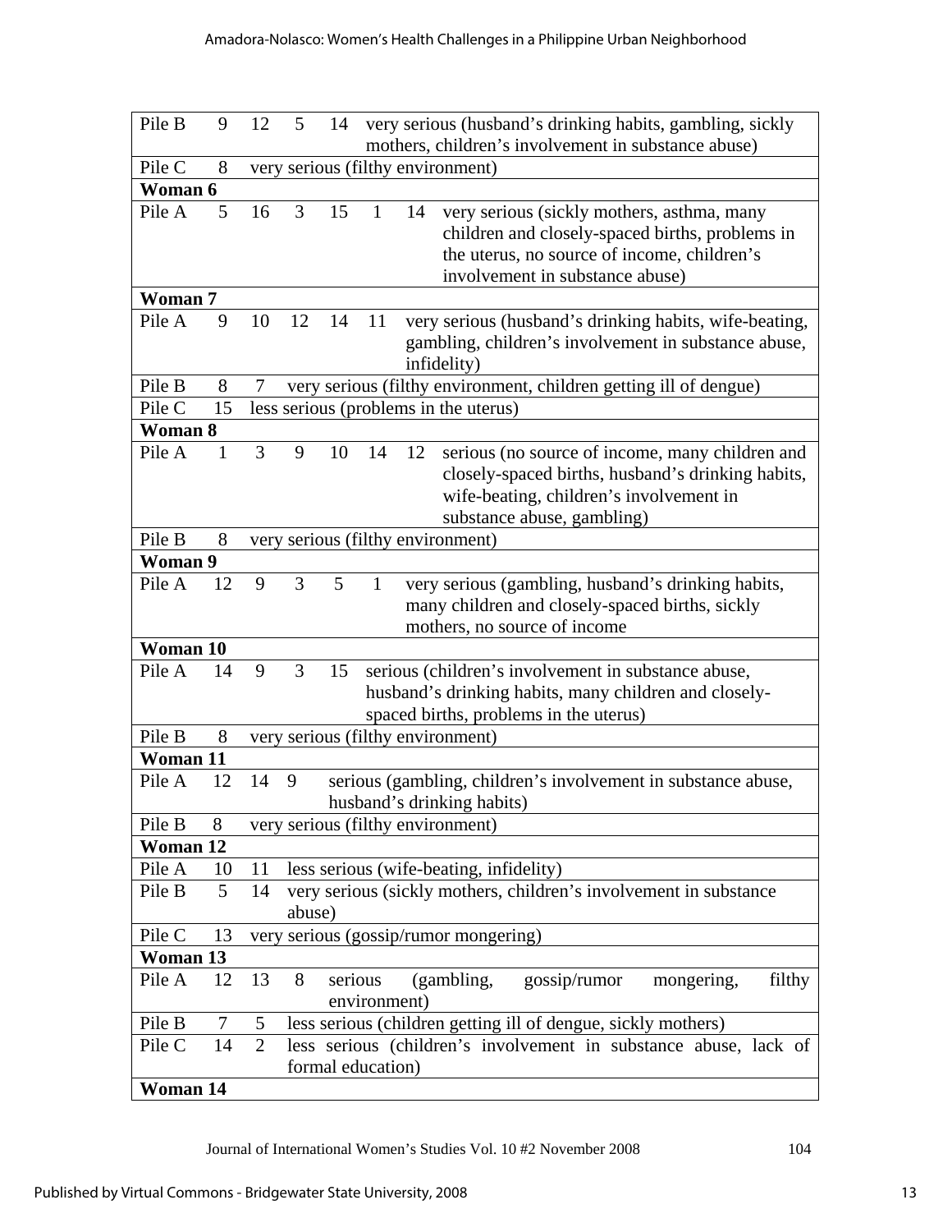| | | | | | | | |
|---|---|---|---|---|---|---|---|
| Pile B | 9 | 12 | 5 | 14 | very serious (husband's drinking habits, gambling, sickly mothers, children's involvement in substance abuse) | | |
| Pile C | 8 | very serious (filthy environment) | | | | | |
| **Woman 6** | | | | | | | |
| Pile A | 5 | 16 | 3 | 15 | 1 | 14 | very serious (sickly mothers, asthma, many children and closely-spaced births, problems in the uterus, no source of income, children's involvement in substance abuse) |
| **Woman 7** | | | | | | | |
| Pile A | 9 | 10 | 12 | 14 | 11 | very serious (husband's drinking habits, wife-beating, gambling, children's involvement in substance abuse, infidelity) | |
| Pile B | 8 | 7 | very serious (filthy environment, children getting ill of dengue) | | | | |
| Pile C | 15 | less serious (problems in the uterus) | | | | | |
| **Woman 8** | | | | | | | |
| Pile A | 1 | 3 | 9 | 10 | 14 | 12 | serious (no source of income, many children and closely-spaced births, husband's drinking habits, wife-beating, children's involvement in substance abuse, gambling) |
| Pile B | 8 | very serious (filthy environment) | | | | | |
| **Woman 9** | | | | | | | |
| Pile A | 12 | 9 | 3 | 5 | 1 | very serious (gambling, husband's drinking habits, many children and closely-spaced births, sickly mothers, no source of income | |
| **Woman 10** | | | | | | | |
| Pile A | 14 | 9 | 3 | 15 | serious (children's involvement in substance abuse, husband's drinking habits, many children and closely-spaced births, problems in the uterus) | | |
| Pile B | 8 | very serious (filthy environment) | | | | | |
| **Woman 11** | | | | | | | |
| Pile A | 12 | 14 | 9 | serious (gambling, children's involvement in substance abuse, husband's drinking habits) | | | |
| Pile B | 8 | very serious (filthy environment) | | | | | |
| **Woman 12** | | | | | | | |
| Pile A | 10 | 11 | less serious (wife-beating, infidelity) | | | | |
| Pile B | 5 | 14 | very serious (sickly mothers, children's involvement in substance abuse) | | | | |
| Pile C | 13 | very serious (gossip/rumor mongering) | | | | | |
| **Woman 13** | | | | | | | |
| Pile A | 12 | 13 | 8 | serious (gambling, gossip/rumor mongering, filthy environment) | | | |
| Pile B | 7 | 5 | less serious (children getting ill of dengue, sickly mothers) | | | | |
| Pile C | 14 | 2 | less serious (children's involvement in substance abuse, lack of formal education) | | | | |
| **Woman 14** | | | | | | | |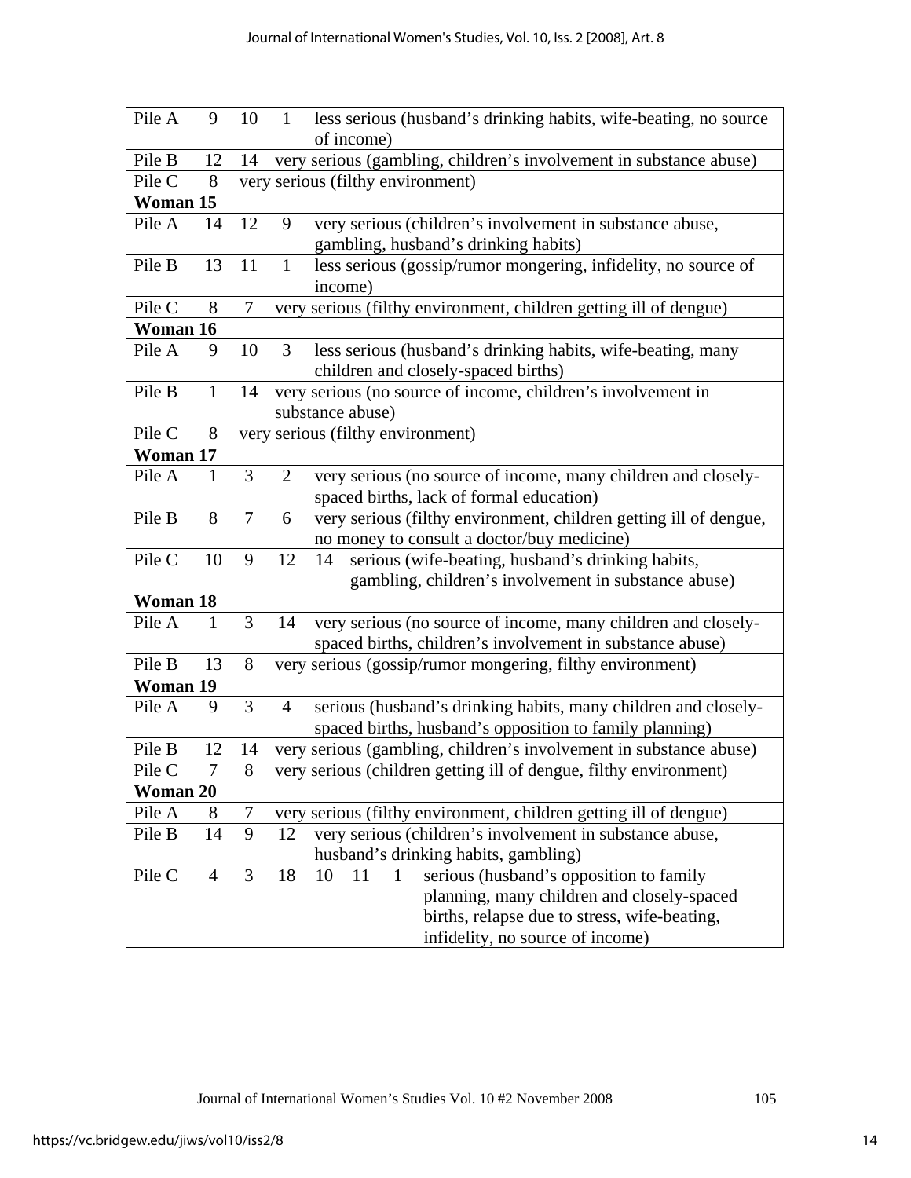| | | | | | | | |
|---|---|---|---|---|---|---|---|
| Pile A | 9 | 10 | 1 | less serious (husband's drinking habits, wife-beating, no source of income) | | | |
| Pile B | 12 | 14 | very serious (gambling, children's involvement in substance abuse) | | | | |
| Pile C | 8 | very serious (filthy environment) | | | | | |
| **Woman 15** | | | | | | | |
| Pile A | 14 | 12 | 9 | very serious (children's involvement in substance abuse, gambling, husband's drinking habits) | | | |
| Pile B | 13 | 11 | 1 | less serious (gossip/rumor mongering, infidelity, no source of income) | | | |
| Pile C | 8 | 7 | very serious (filthy environment, children getting ill of dengue) | | | | |
| **Woman 16** | | | | | | | |
| Pile A | 9 | 10 | 3 | less serious (husband's drinking habits, wife-beating, many children and closely-spaced births) | | | |
| Pile B | 1 | 14 | very serious (no source of income, children's involvement in substance abuse) | | | | |
| Pile C | 8 | very serious (filthy environment) | | | | | |
| **Woman 17** | | | | | | | |
| Pile A | 1 | 3 | 2 | very serious (no source of income, many children and closely-spaced births, lack of formal education) | | | |
| Pile B | 8 | 7 | 6 | very serious (filthy environment, children getting ill of dengue, no money to consult a doctor/buy medicine) | | | |
| Pile C | 10 | 9 | 12 | 14 | serious (wife-beating, husband's drinking habits, gambling, children's involvement in substance abuse) | | |
| **Woman 18** | | | | | | | |
| Pile A | 1 | 3 | 14 | very serious (no source of income, many children and closely-spaced births, children's involvement in substance abuse) | | | |
| Pile B | 13 | 8 | very serious (gossip/rumor mongering, filthy environment) | | | | |
| **Woman 19** | | | | | | | |
| Pile A | 9 | 3 | 4 | serious (husband's drinking habits, many children and closely-spaced births, husband's opposition to family planning) | | | |
| Pile B | 12 | 14 | very serious (gambling, children's involvement in substance abuse) | | | | |
| Pile C | 7 | 8 | very serious (children getting ill of dengue, filthy environment) | | | | |
| **Woman 20** | | | | | | | |
| Pile A | 8 | 7 | very serious (filthy environment, children getting ill of dengue) | | | | |
| Pile B | 14 | 9 | 12 | very serious (children's involvement in substance abuse, husband's drinking habits, gambling) | | | |
| Pile C | 4 | 3 | 18 | 10 | 11 | 1 | serious (husband's opposition to family planning, many children and closely-spaced births, relapse due to stress, wife-beating, infidelity, no source of income) |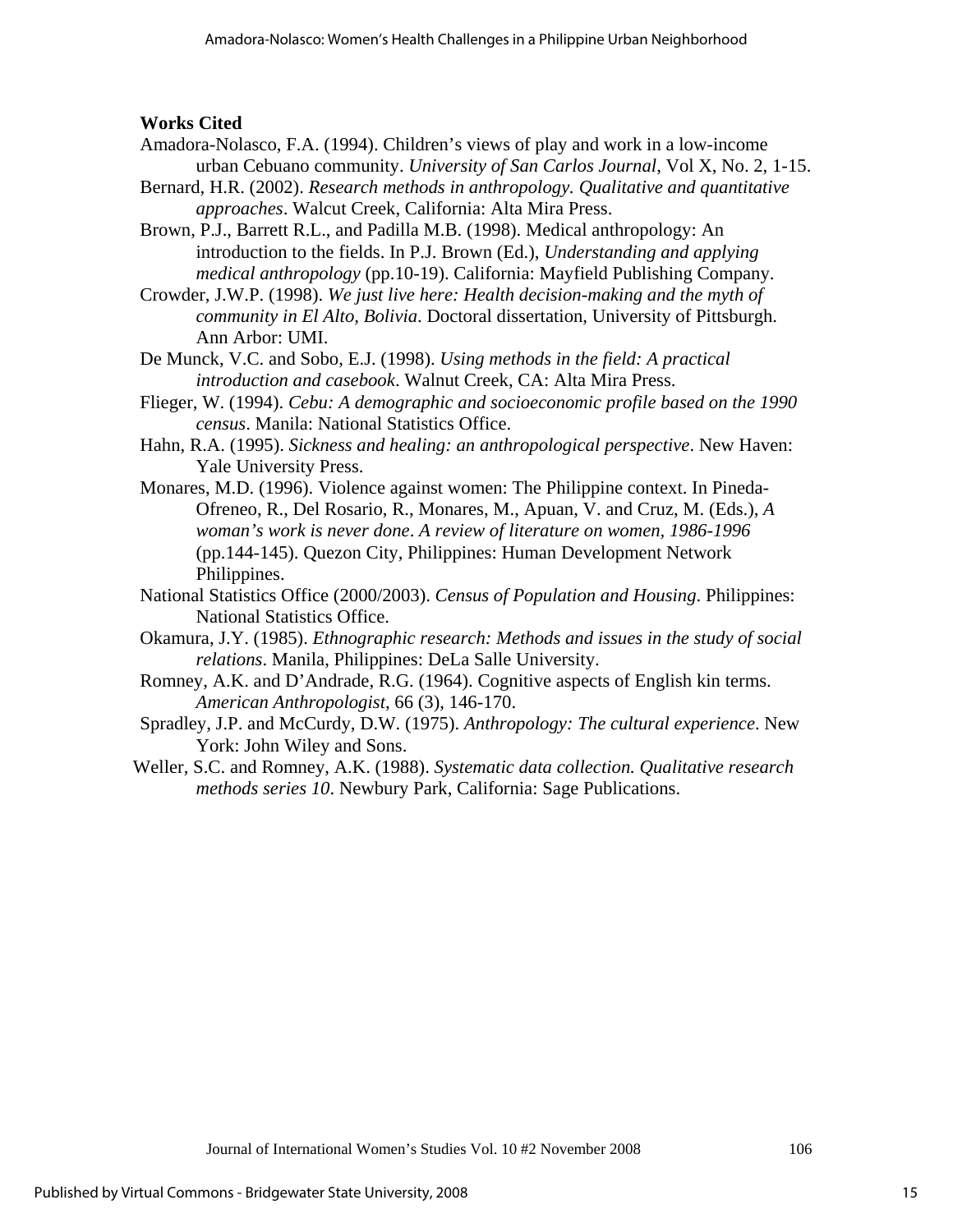**Works Cited**

Amadora-Nolasco, F.A. (1994). Children's views of play and work in a low-income urban Cebuano community. *University of San Carlos Journal*, Vol X, No. 2, 1-15.

Bernard, H.R. (2002). *Research methods in anthropology. Qualitative and quantitative approaches*. Walcut Creek, California: Alta Mira Press.

Brown, P.J., Barrett R.L., and Padilla M.B. (1998). Medical anthropology: An introduction to the fields. In P.J. Brown (Ed.), *Understanding and applying medical anthropology* (pp.10-19). California: Mayfield Publishing Company.

Crowder, J.W.P. (1998). *We just live here: Health decision-making and the myth of community in El Alto, Bolivia*. Doctoral dissertation, University of Pittsburgh. Ann Arbor: UMI.

De Munck, V.C. and Sobo, E.J. (1998). *Using methods in the field: A practical introduction and casebook*. Walnut Creek, CA: Alta Mira Press.

Flieger, W. (1994). *Cebu: A demographic and socioeconomic profile based on the 1990 census*. Manila: National Statistics Office.

Hahn, R.A. (1995). *Sickness and healing: an anthropological perspective*. New Haven: Yale University Press.

Monares, M.D. (1996). Violence against women: The Philippine context. In Pineda-Ofreneo, R., Del Rosario, R., Monares, M., Apuan, V. and Cruz, M. (Eds.), *A woman's work is never done*. *A review of literature on women, 1986-1996* (pp.144-145). Quezon City, Philippines: Human Development Network Philippines.

National Statistics Office (2000/2003). *Census of Population and Housing*. Philippines: National Statistics Office.

Okamura, J.Y. (1985). *Ethnographic research: Methods and issues in the study of social relations*. Manila, Philippines: DeLa Salle University.

Romney, A.K. and D'Andrade, R.G. (1964). Cognitive aspects of English kin terms. *American Anthropologist*, 66 (3), 146-170.

Spradley, J.P. and McCurdy, D.W. (1975). *Anthropology: The cultural experience*. New York: John Wiley and Sons.

Weller, S.C. and Romney, A.K. (1988). *Systematic data collection. Qualitative research methods series 10*. Newbury Park, California: Sage Publications.